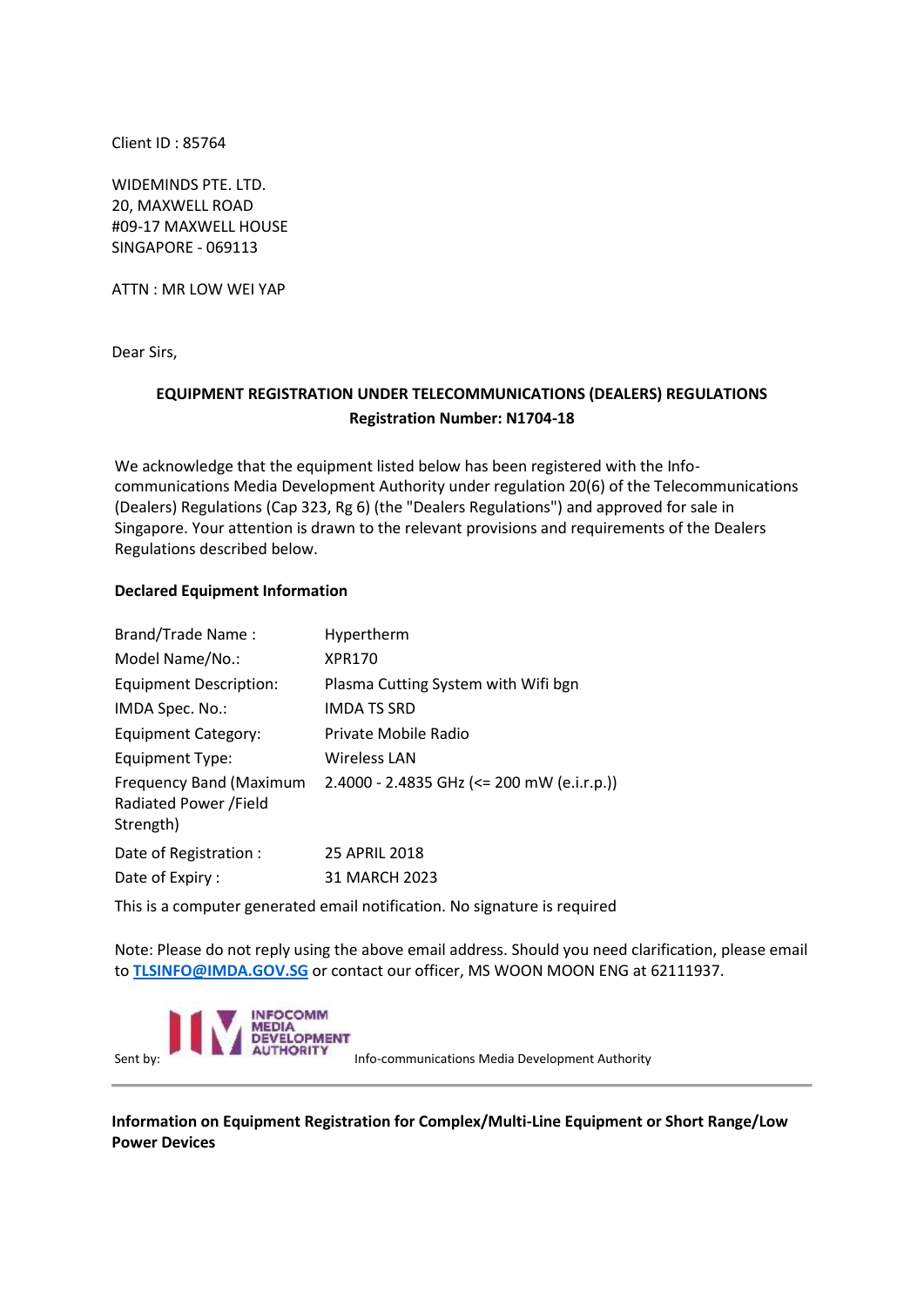Client ID : 85764

WIDEMINDS PTE. LTD.
20, MAXWELL ROAD
#09-17 MAXWELL HOUSE
SINGAPORE - 069113

ATTN : MR LOW WEI YAP

Dear Sirs,

**EQUIPMENT REGISTRATION UNDER TELECOMMUNICATIONS (DEALERS) REGULATIONS**
**Registration Number: N1704-18**

We acknowledge that the equipment listed below has been registered with the Info-communications Media Development Authority under regulation 20(6) of the Telecommunications (Dealers) Regulations (Cap 323, Rg 6) (the "Dealers Regulations") and approved for sale in Singapore. Your attention is drawn to the relevant provisions and requirements of the Dealers Regulations described below.

**Declared Equipment Information**

| | |
|---|---|
| Brand/Trade Name : | Hypertherm |
| Model Name/No.: | XPR170 |
| Equipment Description: | Plasma Cutting System with Wifi bgn |
| IMDA Spec. No.: | IMDA TS SRD |
| Equipment Category: | Private Mobile Radio |
| Equipment Type: | Wireless LAN |
| Frequency Band (Maximum Radiated Power /Field Strength) | 2.4000 - 2.4835 GHz (<= 200 mW (e.i.r.p.)) |
| Date of Registration : | 25 APRIL 2018 |
| Date of Expiry : | 31 MARCH 2023 |

This is a computer generated email notification. No signature is required

Note: Please do not reply using the above email address. Should you need clarification, please email to TLSINFO@IMDA.GOV.SG or contact our officer, MS WOON MOON ENG at 62111937.

Sent by: INFOCOMM MEDIA DEVELOPMENT AUTHORITY Info-communications Media Development Authority

---

**Information on Equipment Registration for Complex/Multi-Line Equipment or Short Range/Low Power Devices**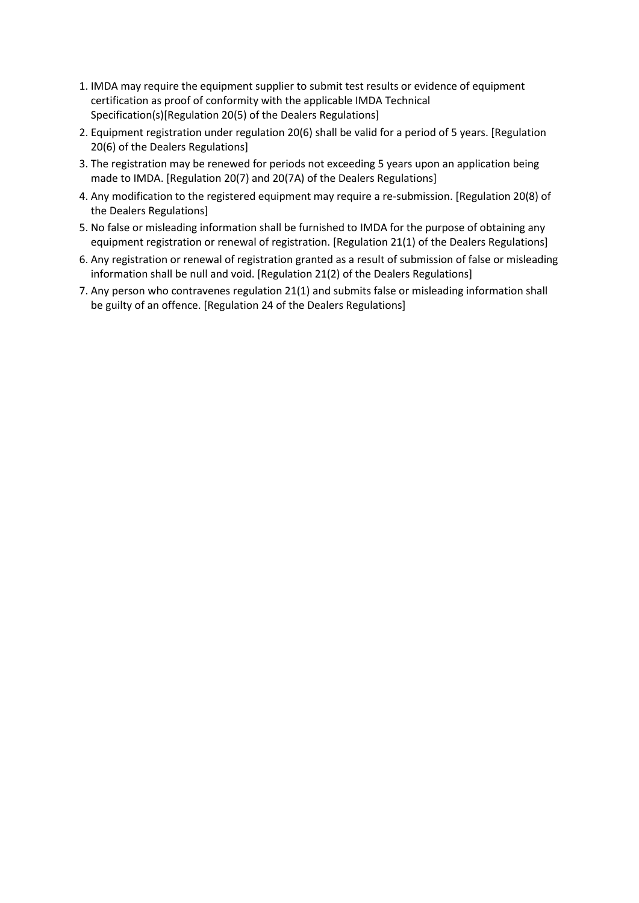1. IMDA may require the equipment supplier to submit test results or evidence of equipment certification as proof of conformity with the applicable IMDA Technical Specification(s)[Regulation 20(5) of the Dealers Regulations]
2. Equipment registration under regulation 20(6) shall be valid for a period of 5 years. [Regulation 20(6) of the Dealers Regulations]
3. The registration may be renewed for periods not exceeding 5 years upon an application being made to IMDA. [Regulation 20(7) and 20(7A) of the Dealers Regulations]
4. Any modification to the registered equipment may require a re-submission. [Regulation 20(8) of the Dealers Regulations]
5. No false or misleading information shall be furnished to IMDA for the purpose of obtaining any equipment registration or renewal of registration. [Regulation 21(1) of the Dealers Regulations]
6. Any registration or renewal of registration granted as a result of submission of false or misleading information shall be null and void. [Regulation 21(2) of the Dealers Regulations]
7. Any person who contravenes regulation 21(1) and submits false or misleading information shall be guilty of an offence. [Regulation 24 of the Dealers Regulations]